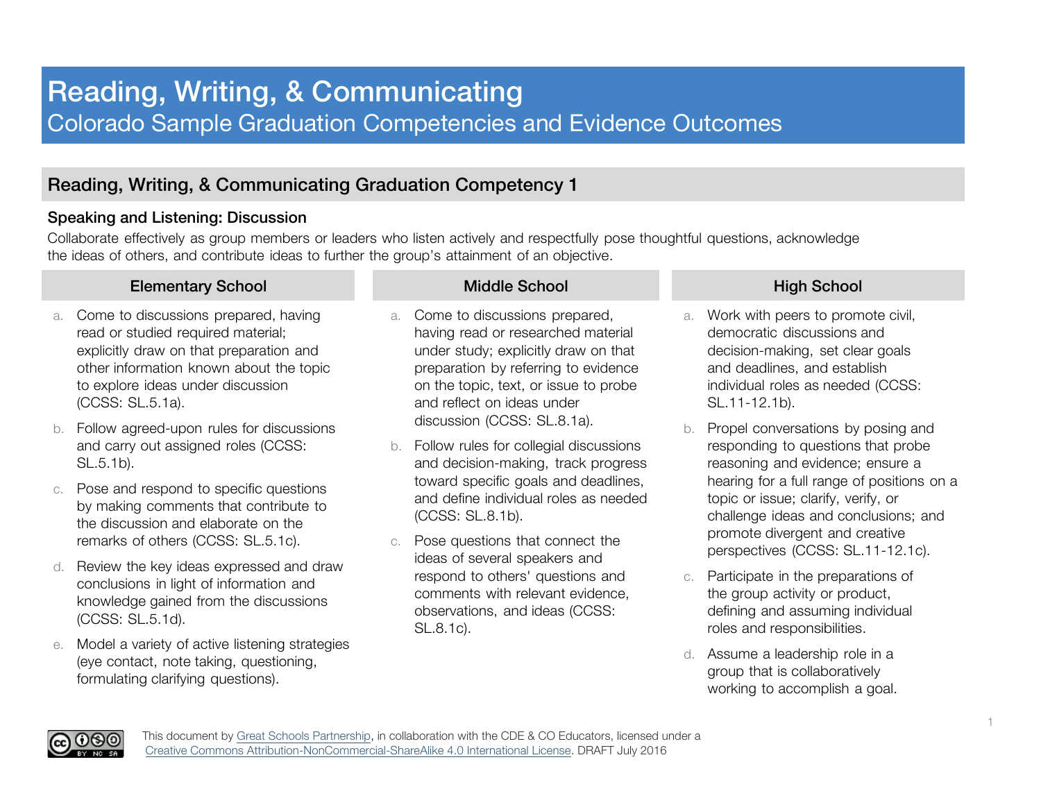# Reading, Writing, & Communicating

## Colorado Sample Graduation Competencies and Evidence Outcomes

## Reading, Writing, & Communicating Graduation Competency 1

### Speaking and Listening: Discussion

Collaborate effectively as group members or leaders who listen actively and respectfully pose thoughtful questions, acknowledge the ideas of others, and contribute ideas to further the group's attainment of an objective.

#### Elementary School

a. Come to discussions prepared, having read or studied required material; explicitly draw on that preparation and other information known about the topic to explore ideas under discussion (CCSS: SL.5.1a).

b. Follow agreed-upon rules for discussions and carry out assigned roles (CCSS: SL.5.1b).

c. Pose and respond to specific questions by making comments that contribute to the discussion and elaborate on the remarks of others (CCSS: SL.5.1c).

d. Review the key ideas expressed and draw conclusions in light of information and knowledge gained from the discussions (CCSS: SL.5.1d).

e. Model a variety of active listening strategies (eye contact, note taking, questioning, formulating clarifying questions).

#### Middle School

a. Come to discussions prepared, having read or researched material under study; explicitly draw on that preparation by referring to evidence on the topic, text, or issue to probe and reflect on ideas under discussion (CCSS: SL.8.1a).

b. Follow rules for collegial discussions and decision-making, track progress toward specific goals and deadlines, and define individual roles as needed (CCSS: SL.8.1b).

c. Pose questions that connect the ideas of several speakers and respond to others' questions and comments with relevant evidence, observations, and ideas (CCSS: SL.8.1c).

#### High School

a. Work with peers to promote civil, democratic discussions and decision-making, set clear goals and deadlines, and establish individual roles as needed (CCSS: SL.11-12.1b).

b. Propel conversations by posing and responding to questions that probe reasoning and evidence; ensure a hearing for a full range of positions on a topic or issue; clarify, verify, or challenge ideas and conclusions; and promote divergent and creative perspectives (CCSS: SL.11-12.1c).

c. Participate in the preparations of the group activity or product, defining and assuming individual roles and responsibilities.

d. Assume a leadership role in a group that is collaboratively working to accomplish a goal.

This document by Great Schools Partnership, in collaboration with the CDE & CO Educators, licensed under a Creative Commons Attribution-NonCommercial-ShareAlike 4.0 International License. DRAFT July 2016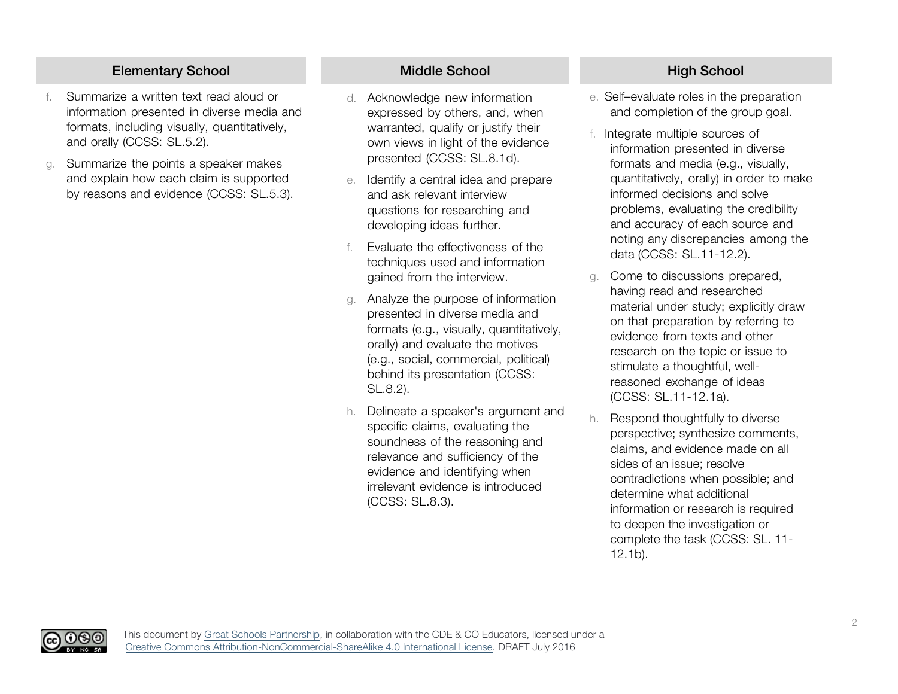| Elementary School | Middle School | High School |
| --- | --- | --- |
| f. Summarize a written text read aloud or information presented in diverse media and formats, including visually, quantitatively, and orally (CCSS: SL.5.2).<br><br>g. Summarize the points a speaker makes and explain how each claim is supported by reasons and evidence (CCSS: SL.5.3). | d. Acknowledge new information expressed by others, and, when warranted, qualify or justify their own views in light of the evidence presented (CCSS: SL.8.1d).<br><br>e. Identify a central idea and prepare and ask relevant interview questions for researching and developing ideas further.<br><br>f. Evaluate the effectiveness of the techniques used and information gained from the interview.<br><br>g. Analyze the purpose of information presented in diverse media and formats (e.g., visually, quantitatively, orally) and evaluate the motives (e.g., social, commercial, political) behind its presentation (CCSS: SL.8.2).<br><br>h. Delineate a speaker's argument and specific claims, evaluating the soundness of the reasoning and relevance and sufficiency of the evidence and identifying when irrelevant evidence is introduced (CCSS: SL.8.3). | e. Self–evaluate roles in the preparation and completion of the group goal.<br><br>f. Integrate multiple sources of information presented in diverse formats and media (e.g., visually, quantitatively, orally) in order to make informed decisions and solve problems, evaluating the credibility and accuracy of each source and noting any discrepancies among the data (CCSS: SL.11-12.2).<br><br>g. Come to discussions prepared, having read and researched material under study; explicitly draw on that preparation by referring to evidence from texts and other research on the topic or issue to stimulate a thoughtful, well-reasoned exchange of ideas (CCSS: SL.11-12.1a).<br><br>h. Respond thoughtfully to diverse perspective; synthesize comments, claims, and evidence made on all sides of an issue; resolve contradictions when possible; and determine what additional information or research is required to deepen the investigation or complete the task (CCSS: SL. 11-12.1b). |

This document by Great Schools Partnership, in collaboration with the CDE & CO Educators, licensed under a Creative Commons Attribution-NonCommercial-ShareAlike 4.0 International License. DRAFT July 2016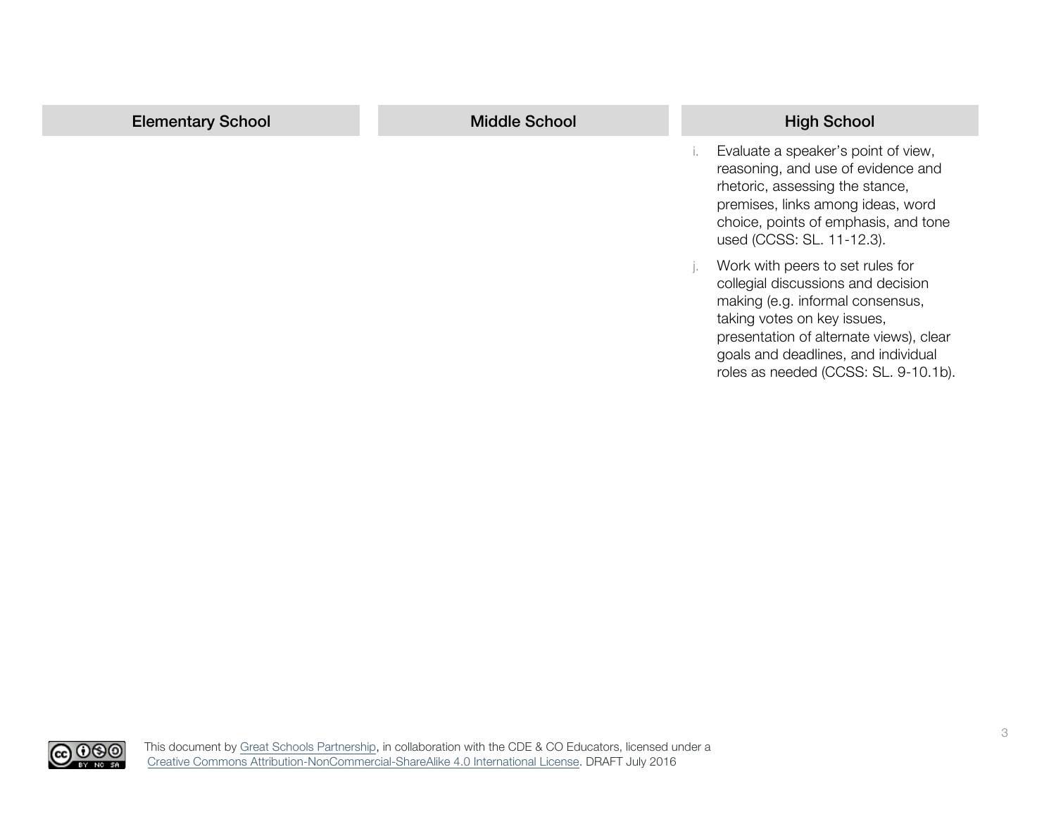| Elementary School | Middle School | High School |
| --- | --- | --- |
| | | i. Evaluate a speaker's point of view, reasoning, and use of evidence and rhetoric, assessing the stance, premises, links among ideas, word choice, points of emphasis, and tone used (CCSS: SL. 11-12.3).<br><br>j. Work with peers to set rules for collegial discussions and decision making (e.g. informal consensus, taking votes on key issues, presentation of alternate views), clear goals and deadlines, and individual roles as needed (CCSS: SL. 9-10.1b). |

This document by Great Schools Partnership, in collaboration with the CDE & CO Educators, licensed under a Creative Commons Attribution-NonCommercial-ShareAlike 4.0 International License. DRAFT July 2016